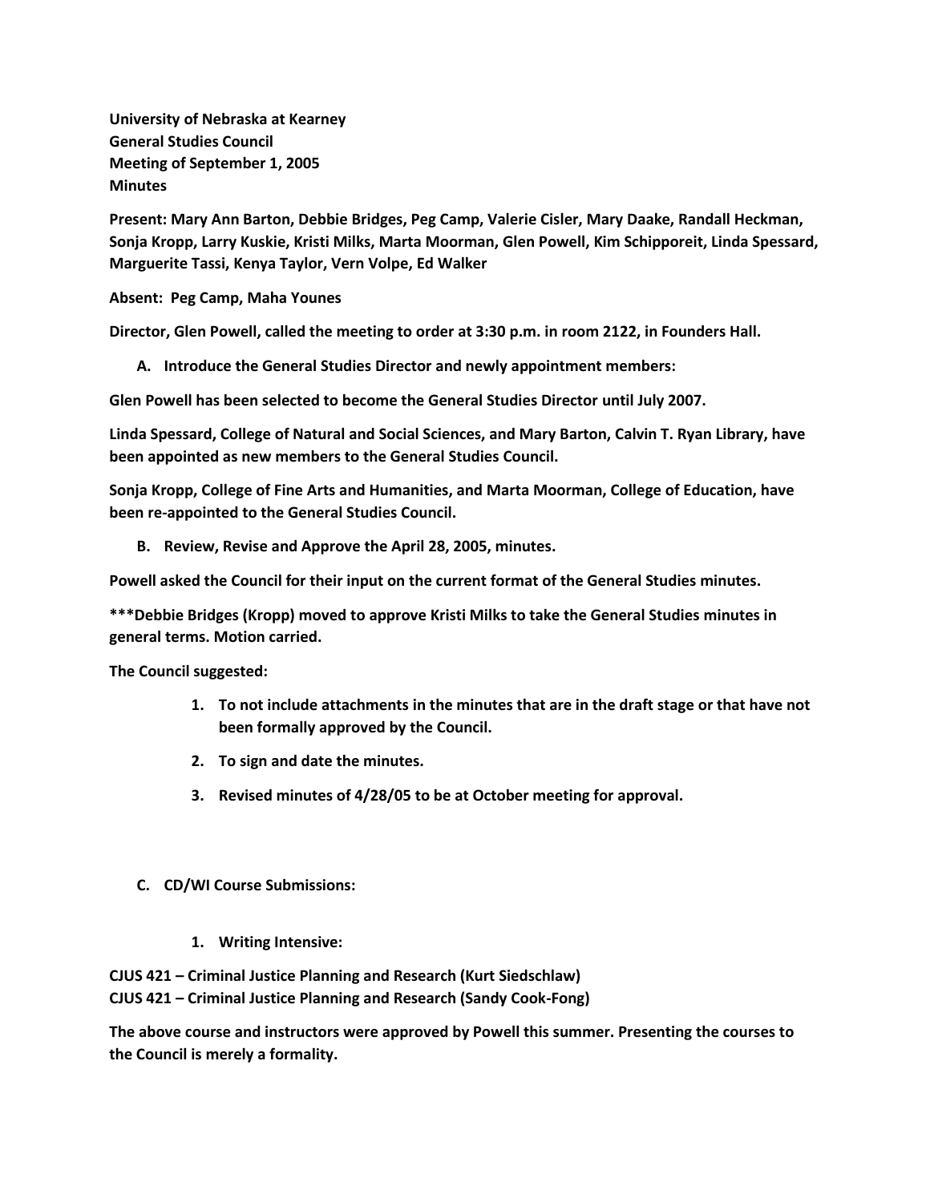**University of Nebraska at Kearney**
**General Studies Council**
**Meeting of September 1, 2005**
**Minutes**

**Present: Mary Ann Barton, Debbie Bridges, Peg Camp, Valerie Cisler, Mary Daake, Randall Heckman, Sonja Kropp, Larry Kuskie, Kristi Milks, Marta Moorman, Glen Powell, Kim Schipporeit, Linda Spessard, Marguerite Tassi, Kenya Taylor, Vern Volpe, Ed Walker**

**Absent: Peg Camp, Maha Younes**

**Director, Glen Powell, called the meeting to order at 3:30 p.m. in room 2122, in Founders Hall.**

**A. Introduce the General Studies Director and newly appointment members:**

**Glen Powell has been selected to become the General Studies Director until July 2007.**

**Linda Spessard, College of Natural and Social Sciences, and Mary Barton, Calvin T. Ryan Library, have been appointed as new members to the General Studies Council.**

**Sonja Kropp, College of Fine Arts and Humanities, and Marta Moorman, College of Education, have been re-appointed to the General Studies Council.**

**B. Review, Revise and Approve the April 28, 2005, minutes.**

**Powell asked the Council for their input on the current format of the General Studies minutes.**

**\*\*\*Debbie Bridges (Kropp) moved to approve Kristi Milks to take the General Studies minutes in general terms. Motion carried.**

**The Council suggested:**

1. **To not include attachments in the minutes that are in the draft stage or that have not been formally approved by the Council.**
2. **To sign and date the minutes.**
3. **Revised minutes of 4/28/05 to be at October meeting for approval.**

**C. CD/WI Course Submissions:**

1. **Writing Intensive:**

**CJUS 421 – Criminal Justice Planning and Research (Kurt Siedschlaw)**
**CJUS 421 – Criminal Justice Planning and Research (Sandy Cook-Fong)**

**The above course and instructors were approved by Powell this summer. Presenting the courses to the Council is merely a formality.**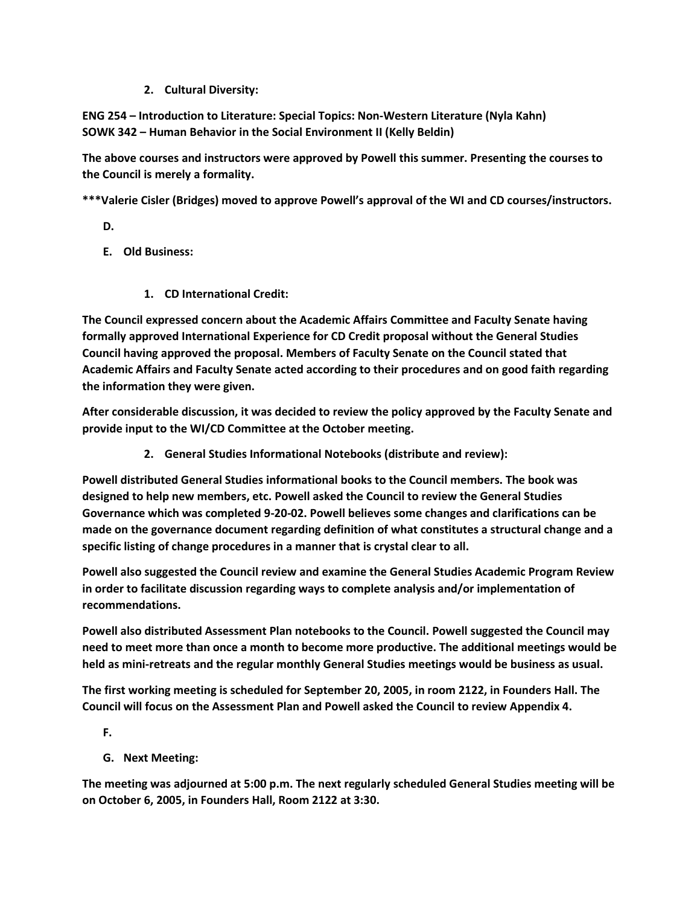2. **Cultural Diversity:**

**ENG 254 – Introduction to Literature: Special Topics: Non-Western Literature (Nyla Kahn)**
**SOWK 342 – Human Behavior in the Social Environment II (Kelly Beldin)**

**The above courses and instructors were approved by Powell this summer. Presenting the courses to the Council is merely a formality.**

**\*\*\*Valerie Cisler (Bridges) moved to approve Powell's approval of the WI and CD courses/instructors.**

**D.**

**E. Old Business:**

1. **CD International Credit:**

**The Council expressed concern about the Academic Affairs Committee and Faculty Senate having formally approved International Experience for CD Credit proposal without the General Studies Council having approved the proposal. Members of Faculty Senate on the Council stated that Academic Affairs and Faculty Senate acted according to their procedures and on good faith regarding the information they were given.**

**After considerable discussion, it was decided to review the policy approved by the Faculty Senate and provide input to the WI/CD Committee at the October meeting.**

2. **General Studies Informational Notebooks (distribute and review):**

**Powell distributed General Studies informational books to the Council members. The book was designed to help new members, etc. Powell asked the Council to review the General Studies Governance which was completed 9-20-02. Powell believes some changes and clarifications can be made on the governance document regarding definition of what constitutes a structural change and a specific listing of change procedures in a manner that is crystal clear to all.**

**Powell also suggested the Council review and examine the General Studies Academic Program Review in order to facilitate discussion regarding ways to complete analysis and/or implementation of recommendations.**

**Powell also distributed Assessment Plan notebooks to the Council. Powell suggested the Council may need to meet more than once a month to become more productive. The additional meetings would be held as mini-retreats and the regular monthly General Studies meetings would be business as usual.**

**The first working meeting is scheduled for September 20, 2005, in room 2122, in Founders Hall. The Council will focus on the Assessment Plan and Powell asked the Council to review Appendix 4.**

**F.**

**G. Next Meeting:**

**The meeting was adjourned at 5:00 p.m. The next regularly scheduled General Studies meeting will be on October 6, 2005, in Founders Hall, Room 2122 at 3:30.**